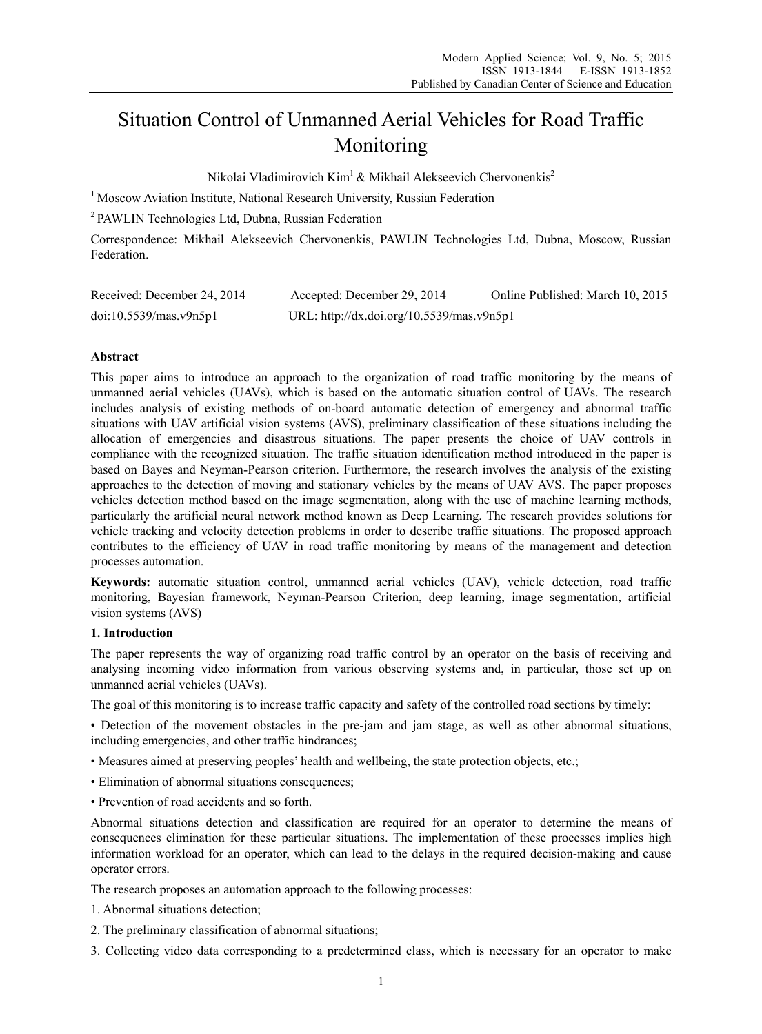# Situation Control of Unmanned Aerial Vehicles for Road Traffic Monitoring

Nikolai Vladimirovich Kim[1] & Mikhail Alekseevich Chervonenkis[2]

[1] Moscow Aviation Institute, National Research University, Russian Federation

[2] PAWLIN Technologies Ltd, Dubna, Russian Federation

Correspondence: Mikhail Alekseevich Chervonenkis, PAWLIN Technologies Ltd, Dubna, Moscow, Russian Federation.

Received: December 24, 2014 Accepted: December 29, 2014 Online Published: March 10, 2015

doi:10.5539/mas.v9n5p1 URL: http://dx.doi.org/10.5539/mas.v9n5p1

## Abstract

This paper aims to introduce an approach to the organization of road traffic monitoring by the means of unmanned aerial vehicles (UAVs), which is based on the automatic situation control of UAVs. The research includes analysis of existing methods of on-board automatic detection of emergency and abnormal traffic situations with UAV artificial vision systems (AVS), preliminary classification of these situations including the allocation of emergencies and disastrous situations. The paper presents the choice of UAV controls in compliance with the recognized situation. The traffic situation identification method introduced in the paper is based on Bayes and Neyman-Pearson criterion. Furthermore, the research involves the analysis of the existing approaches to the detection of moving and stationary vehicles by the means of UAV AVS. The paper proposes vehicles detection method based on the image segmentation, along with the use of machine learning methods, particularly the artificial neural network method known as Deep Learning. The research provides solutions for vehicle tracking and velocity detection problems in order to describe traffic situations. The proposed approach contributes to the efficiency of UAV in road traffic monitoring by means of the management and detection processes automation.

**Keywords:** automatic situation control, unmanned aerial vehicles (UAV), vehicle detection, road traffic monitoring, Bayesian framework, Neyman-Pearson Criterion, deep learning, image segmentation, artificial vision systems (AVS)

## 1. Introduction

The paper represents the way of organizing road traffic control by an operator on the basis of receiving and analysing incoming video information from various observing systems and, in particular, those set up on unmanned aerial vehicles (UAVs).

The goal of this monitoring is to increase traffic capacity and safety of the controlled road sections by timely:

• Detection of the movement obstacles in the pre-jam and jam stage, as well as other abnormal situations, including emergencies, and other traffic hindrances;

• Measures aimed at preserving peoples' health and wellbeing, the state protection objects, etc.;

• Elimination of abnormal situations consequences;

• Prevention of road accidents and so forth.

Abnormal situations detection and classification are required for an operator to determine the means of consequences elimination for these particular situations. The implementation of these processes implies high information workload for an operator, which can lead to the delays in the required decision-making and cause operator errors.

The research proposes an automation approach to the following processes:

1. Abnormal situations detection;

2. The preliminary classification of abnormal situations;

3. Collecting video data corresponding to a predetermined class, which is necessary for an operator to make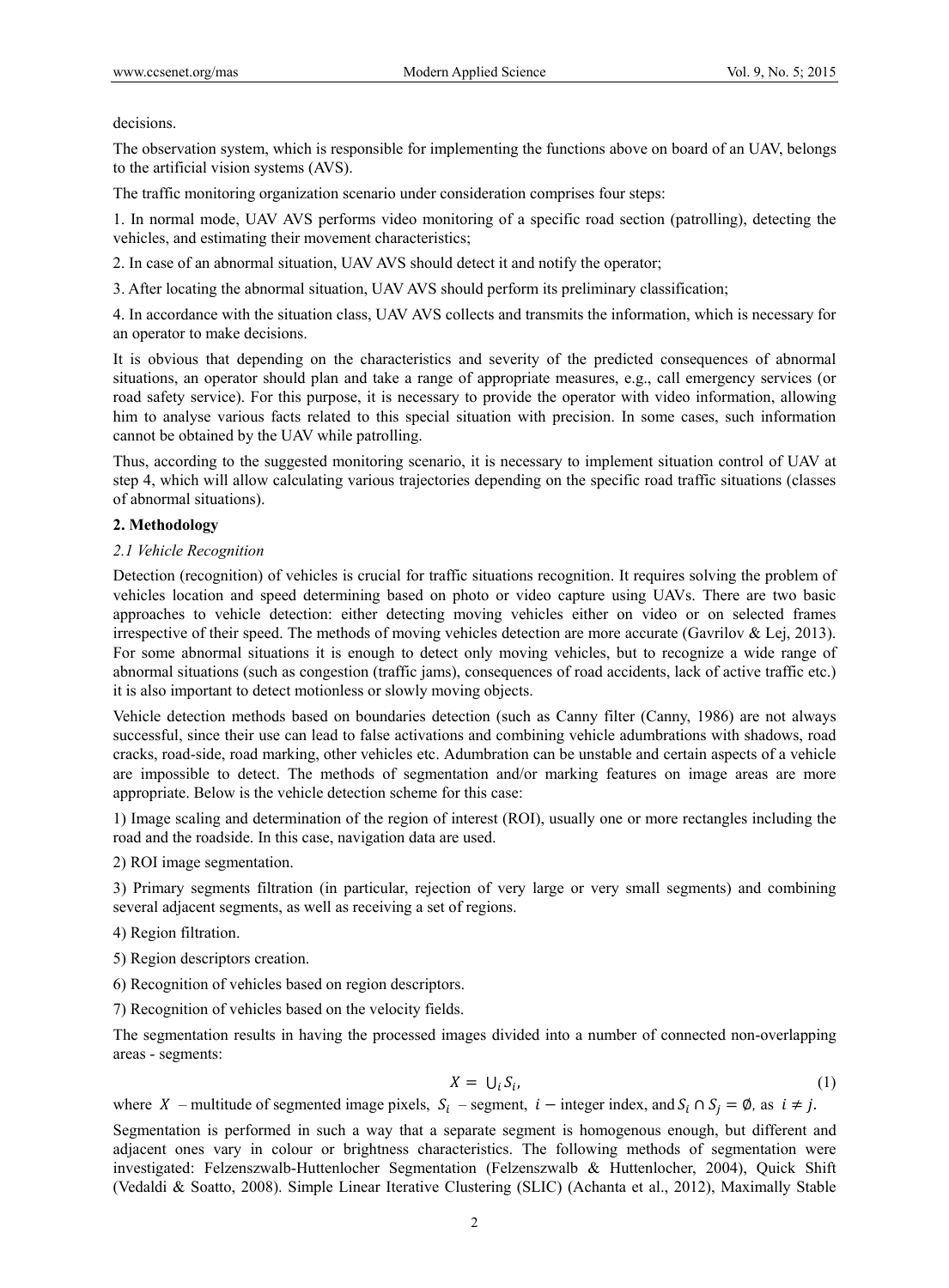decisions.

The observation system, which is responsible for implementing the functions above on board of an UAV, belongs to the artificial vision systems (AVS).

The traffic monitoring organization scenario under consideration comprises four steps:

1. In normal mode, UAV AVS performs video monitoring of a specific road section (patrolling), detecting the vehicles, and estimating their movement characteristics;

2. In case of an abnormal situation, UAV AVS should detect it and notify the operator;

3. After locating the abnormal situation, UAV AVS should perform its preliminary classification;

4. In accordance with the situation class, UAV AVS collects and transmits the information, which is necessary for an operator to make decisions.

It is obvious that depending on the characteristics and severity of the predicted consequences of abnormal situations, an operator should plan and take a range of appropriate measures, e.g., call emergency services (or road safety service). For this purpose, it is necessary to provide the operator with video information, allowing him to analyse various facts related to this special situation with precision. In some cases, such information cannot be obtained by the UAV while patrolling.

Thus, according to the suggested monitoring scenario, it is necessary to implement situation control of UAV at step 4, which will allow calculating various trajectories depending on the specific road traffic situations (classes of abnormal situations).

## 2. Methodology

### *2.1 Vehicle Recognition*

Detection (recognition) of vehicles is crucial for traffic situations recognition. It requires solving the problem of vehicles location and speed determining based on photo or video capture using UAVs. There are two basic approaches to vehicle detection: either detecting moving vehicles either on video or on selected frames irrespective of their speed. The methods of moving vehicles detection are more accurate (Gavrilov & Lej, 2013). For some abnormal situations it is enough to detect only moving vehicles, but to recognize a wide range of abnormal situations (such as congestion (traffic jams), consequences of road accidents, lack of active traffic etc.) it is also important to detect motionless or slowly moving objects.

Vehicle detection methods based on boundaries detection (such as Canny filter (Canny, 1986) are not always successful, since their use can lead to false activations and combining vehicle adumbrations with shadows, road cracks, road-side, road marking, other vehicles etc. Adumbration can be unstable and certain aspects of a vehicle are impossible to detect. The methods of segmentation and/or marking features on image areas are more appropriate. Below is the vehicle detection scheme for this case:

1) Image scaling and determination of the region of interest (ROI), usually one or more rectangles including the road and the roadside. In this case, navigation data are used.

2) ROI image segmentation.

3) Primary segments filtration (in particular, rejection of very large or very small segments) and combining several adjacent segments, as well as receiving a set of regions.

4) Region filtration.

5) Region descriptors creation.

6) Recognition of vehicles based on region descriptors.

7) Recognition of vehicles based on the velocity fields.

The segmentation results in having the processed images divided into a number of connected non-overlapping areas - segments:

$$X = \bigcup_i S_i, \tag{1}$$

where $X$ – multitude of segmented image pixels, $S_i$ – segment, $i$ – integer index, and $S_i \cap S_j = \emptyset$, as $i \neq j$.

Segmentation is performed in such a way that a separate segment is homogenous enough, but different and adjacent ones vary in colour or brightness characteristics. The following methods of segmentation were investigated: Felzenszwalb-Huttenlocher Segmentation (Felzenszwalb & Huttenlocher, 2004), Quick Shift (Vedaldi & Soatto, 2008). Simple Linear Iterative Clustering (SLIC) (Achanta et al., 2012), Maximally Stable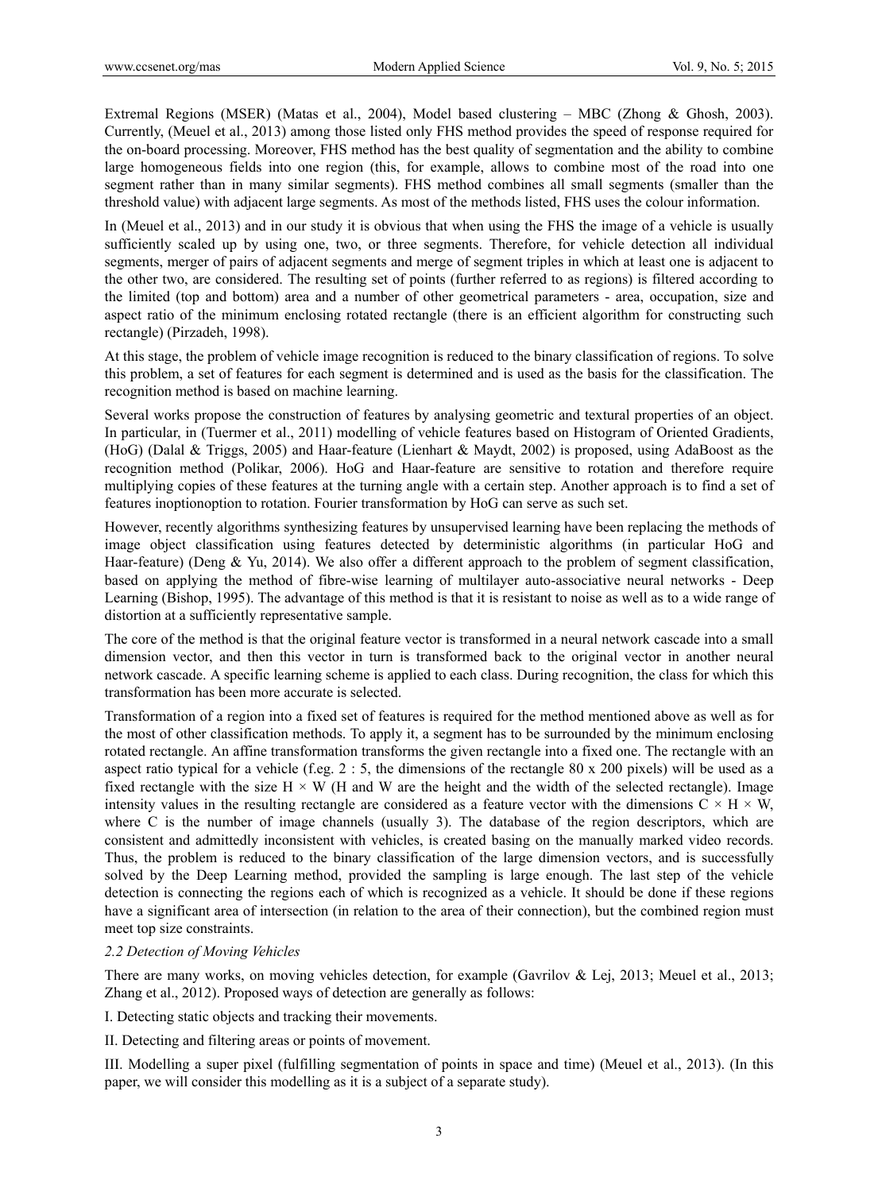Extremal Regions (MSER) (Matas et al., 2004), Model based clustering – MBC (Zhong & Ghosh, 2003). Currently, (Meuel et al., 2013) among those listed only FHS method provides the speed of response required for the on-board processing. Moreover, FHS method has the best quality of segmentation and the ability to combine large homogeneous fields into one region (this, for example, allows to combine most of the road into one segment rather than in many similar segments). FHS method combines all small segments (smaller than the threshold value) with adjacent large segments. As most of the methods listed, FHS uses the colour information.

In (Meuel et al., 2013) and in our study it is obvious that when using the FHS the image of a vehicle is usually sufficiently scaled up by using one, two, or three segments. Therefore, for vehicle detection all individual segments, merger of pairs of adjacent segments and merge of segment triples in which at least one is adjacent to the other two, are considered. The resulting set of points (further referred to as regions) is filtered according to the limited (top and bottom) area and a number of other geometrical parameters - area, occupation, size and aspect ratio of the minimum enclosing rotated rectangle (there is an efficient algorithm for constructing such rectangle) (Pirzadeh, 1998).

At this stage, the problem of vehicle image recognition is reduced to the binary classification of regions. To solve this problem, a set of features for each segment is determined and is used as the basis for the classification. The recognition method is based on machine learning.

Several works propose the construction of features by analysing geometric and textural properties of an object. In particular, in (Tuermer et al., 2011) modelling of vehicle features based on Histogram of Oriented Gradients, (HoG) (Dalal & Triggs, 2005) and Haar-feature (Lienhart & Maydt, 2002) is proposed, using AdaBoost as the recognition method (Polikar, 2006). HoG and Haar-feature are sensitive to rotation and therefore require multiplying copies of these features at the turning angle with a certain step. Another approach is to find a set of features inoptionoption to rotation. Fourier transformation by HoG can serve as such set.

However, recently algorithms synthesizing features by unsupervised learning have been replacing the methods of image object classification using features detected by deterministic algorithms (in particular HoG and Haar-feature) (Deng & Yu, 2014). We also offer a different approach to the problem of segment classification, based on applying the method of fibre-wise learning of multilayer auto-associative neural networks - Deep Learning (Bishop, 1995). The advantage of this method is that it is resistant to noise as well as to a wide range of distortion at a sufficiently representative sample.

The core of the method is that the original feature vector is transformed in a neural network cascade into a small dimension vector, and then this vector in turn is transformed back to the original vector in another neural network cascade. A specific learning scheme is applied to each class. During recognition, the class for which this transformation has been more accurate is selected.

Transformation of a region into a fixed set of features is required for the method mentioned above as well as for the most of other classification methods. To apply it, a segment has to be surrounded by the minimum enclosing rotated rectangle. An affine transformation transforms the given rectangle into a fixed one. The rectangle with an aspect ratio typical for a vehicle (f.eg. 2 : 5, the dimensions of the rectangle 80 x 200 pixels) will be used as a fixed rectangle with the size $H \times W$ (H and W are the height and the width of the selected rectangle). Image intensity values in the resulting rectangle are considered as a feature vector with the dimensions $C \times H \times W$, where C is the number of image channels (usually 3). The database of the region descriptors, which are consistent and admittedly inconsistent with vehicles, is created basing on the manually marked video records. Thus, the problem is reduced to the binary classification of the large dimension vectors, and is successfully solved by the Deep Learning method, provided the sampling is large enough. The last step of the vehicle detection is connecting the regions each of which is recognized as a vehicle. It should be done if these regions have a significant area of intersection (in relation to the area of their connection), but the combined region must meet top size constraints.

### *2.2 Detection of Moving Vehicles*

There are many works, on moving vehicles detection, for example (Gavrilov & Lej, 2013; Meuel et al., 2013; Zhang et al., 2012). Proposed ways of detection are generally as follows:

I. Detecting static objects and tracking their movements.

II. Detecting and filtering areas or points of movement.

III. Modelling a super pixel (fulfilling segmentation of points in space and time) (Meuel et al., 2013). (In this paper, we will consider this modelling as it is a subject of a separate study).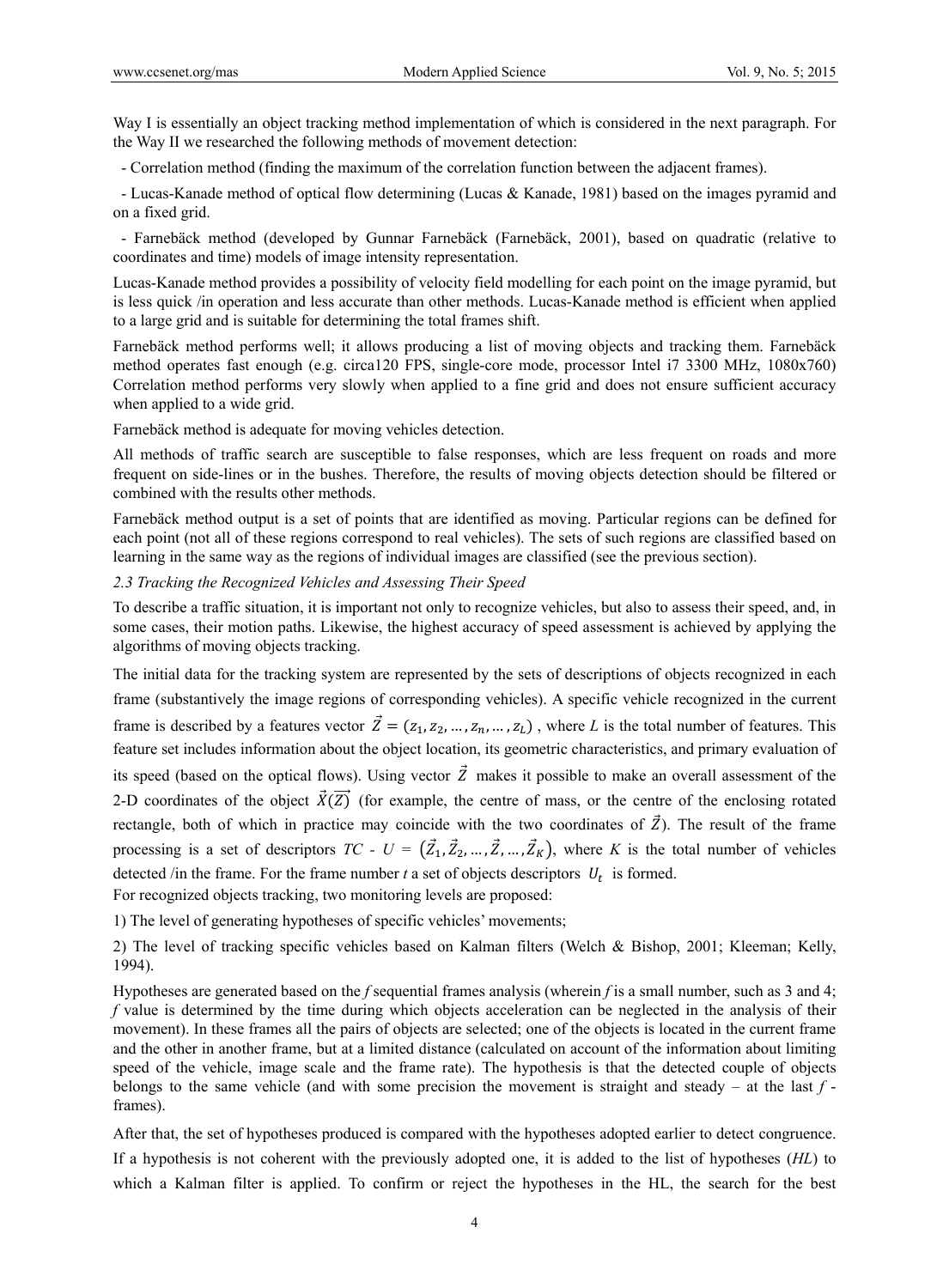Way I is essentially an object tracking method implementation of which is considered in the next paragraph. For the Way II we researched the following methods of movement detection:

- Correlation method (finding the maximum of the correlation function between the adjacent frames).
- Lucas-Kanade method of optical flow determining (Lucas & Kanade, 1981) based on the images pyramid and on a fixed grid.
- Farnebäck method (developed by Gunnar Farnebäck (Farnebäck, 2001), based on quadratic (relative to coordinates and time) models of image intensity representation.

Lucas-Kanade method provides a possibility of velocity field modelling for each point on the image pyramid, but is less quick /in operation and less accurate than other methods. Lucas-Kanade method is efficient when applied to a large grid and is suitable for determining the total frames shift.

Farnebäck method performs well; it allows producing a list of moving objects and tracking them. Farnebäck method operates fast enough (e.g. circa120 FPS, single-core mode, processor Intel i7 3300 MHz, 1080x760) Correlation method performs very slowly when applied to a fine grid and does not ensure sufficient accuracy when applied to a wide grid.

Farnebäck method is adequate for moving vehicles detection.

All methods of traffic search are susceptible to false responses, which are less frequent on roads and more frequent on side-lines or in the bushes. Therefore, the results of moving objects detection should be filtered or combined with the results other methods.

Farnebäck method output is a set of points that are identified as moving. Particular regions can be defined for each point (not all of these regions correspond to real vehicles). The sets of such regions are classified based on learning in the same way as the regions of individual images are classified (see the previous section).

### *2.3 Tracking the Recognized Vehicles and Assessing Their Speed*

To describe a traffic situation, it is important not only to recognize vehicles, but also to assess their speed, and, in some cases, their motion paths. Likewise, the highest accuracy of speed assessment is achieved by applying the algorithms of moving objects tracking.

The initial data for the tracking system are represented by the sets of descriptions of objects recognized in each frame (substantively the image regions of corresponding vehicles). A specific vehicle recognized in the current frame is described by a features vector $\vec{Z} = (z_1, z_2, \dots, z_n, \dots, z_L)$ , where $L$ is the total number of features. This feature set includes information about the object location, its geometric characteristics, and primary evaluation of its speed (based on the optical flows). Using vector $\vec{Z}$ makes it possible to make an overall assessment of the 2-D coordinates of the object $\vec{X}(\overrightarrow{Z})$ (for example, the centre of mass, or the centre of the enclosing rotated rectangle, both of which in practice may coincide with the two coordinates of $\vec{Z}$). The result of the frame processing is a set of descriptors *TC* - $U = (\vec{Z}_1, \vec{Z}_2, \dots, \vec{Z}, \dots, \vec{Z}_K)$, where $K$ is the total number of vehicles detected /in the frame. For the frame number $t$ a set of objects descriptors $U_t$ is formed.

For recognized objects tracking, two monitoring levels are proposed:

1) The level of generating hypotheses of specific vehicles' movements;

2) The level of tracking specific vehicles based on Kalman filters (Welch & Bishop, 2001; Kleeman; Kelly, 1994).

Hypotheses are generated based on the $f$ sequential frames analysis (wherein $f$ is a small number, such as 3 and 4; $f$ value is determined by the time during which objects acceleration can be neglected in the analysis of their movement). In these frames all the pairs of objects are selected; one of the objects is located in the current frame and the other in another frame, but at a limited distance (calculated on account of the information about limiting speed of the vehicle, image scale and the frame rate). The hypothesis is that the detected couple of objects belongs to the same vehicle (and with some precision the movement is straight and steady – at the last $f$ - frames).

After that, the set of hypotheses produced is compared with the hypotheses adopted earlier to detect congruence. If a hypothesis is not coherent with the previously adopted one, it is added to the list of hypotheses (*HL*) to which a Kalman filter is applied. To confirm or reject the hypotheses in the HL, the search for the best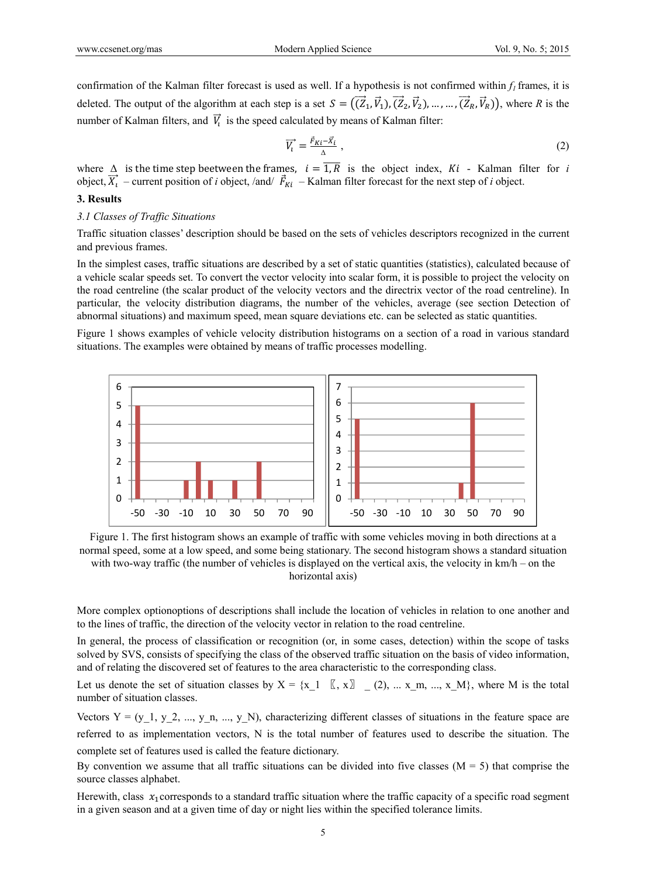confirmation of the Kalman filter forecast is used as well. If a hypothesis is not confirmed within $f_l$ frames, it is deleted. The output of the algorithm at each step is a set $S = \left((\vec{Z_1}, \vec{V_1}), (\vec{Z_2}, \vec{V_2}), \dots, \dots, (\vec{Z_R}, \vec{V_R})\right)$, where $R$ is the number of Kalman filters, and $\vec{V_l}$ is the speed calculated by means of Kalman filter:

$$\vec{V_l} = \frac{\vec{F}_{Ki} - \vec{X_i}}{\Delta}, \tag{2}$$

where $\Delta$ is the time step beetween the frames, $i = \overline{1, R}$ is the object index, $Ki$ - Kalman filter for $i$ object, $\vec{X_i}$ – current position of $i$ object, /and/ $\vec{F}_{Ki}$ – Kalman filter forecast for the next step of $i$ object.

## 3. Results

### *3.1 Classes of Traffic Situations*

Traffic situation classes' description should be based on the sets of vehicles descriptors recognized in the current and previous frames.

In the simplest cases, traffic situations are described by a set of static quantities (statistics), calculated because of a vehicle scalar speeds set. To convert the vector velocity into scalar form, it is possible to project the velocity on the road centreline (the scalar product of the velocity vectors and the directrix vector of the road centreline). In particular, the velocity distribution diagrams, the number of the vehicles, average (see section Detection of abnormal situations) and maximum speed, mean square deviations etc. can be selected as static quantities.

Figure 1 shows examples of vehicle velocity distribution histograms on a section of a road in various standard situations. The examples were obtained by means of traffic processes modelling.

Figure 1. The first histogram shows an example of traffic with some vehicles moving in both directions at a normal speed, some at a low speed, and some being stationary. The second histogram shows a standard situation with two-way traffic (the number of vehicles is displayed on the vertical axis, the velocity in km/h – on the horizontal axis)

More complex optionoptions of descriptions shall include the location of vehicles in relation to one another and to the lines of traffic, the direction of the velocity vector in relation to the road centreline.

In general, the process of classification or recognition (or, in some cases, detection) within the scope of tasks solved by SVS, consists of specifying the class of the observed traffic situation on the basis of video information, and of relating the discovered set of features to the area characteristic to the corresponding class.

Let us denote the set of situation classes by X = {x_1 〖, x〗 _(2), ... x_m, ..., x_M}, where M is the total number of situation classes.

Vectors Y = (y_1, y_2, ..., y_n, ..., y_N), characterizing different classes of situations in the feature space are referred to as implementation vectors, N is the total number of features used to describe the situation. The complete set of features used is called the feature dictionary.

By convention we assume that all traffic situations can be divided into five classes (M = 5) that comprise the source classes alphabet.

Herewith, class $x_1$ corresponds to a standard traffic situation where the traffic capacity of a specific road segment in a given season and at a given time of day or night lies within the specified tolerance limits.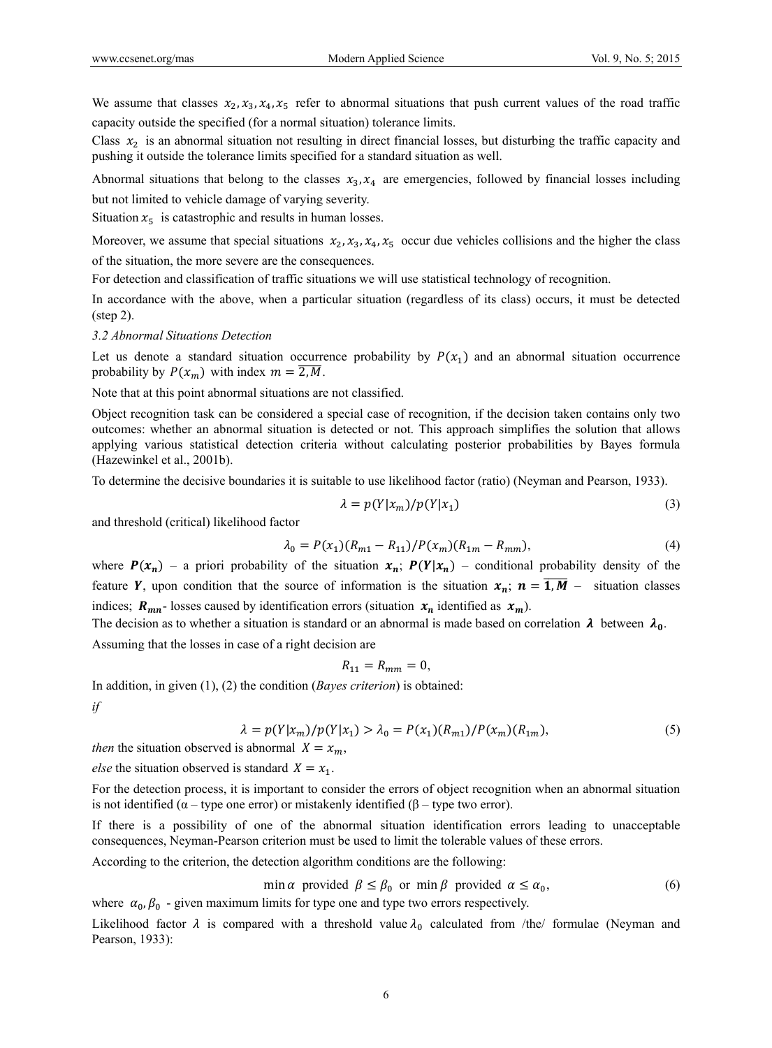We assume that classes $x_2, x_3, x_4, x_5$ refer to abnormal situations that push current values of the road traffic capacity outside the specified (for a normal situation) tolerance limits.

Class $x_2$ is an abnormal situation not resulting in direct financial losses, but disturbing the traffic capacity and pushing it outside the tolerance limits specified for a standard situation as well.

Abnormal situations that belong to the classes $x_3, x_4$ are emergencies, followed by financial losses including but not limited to vehicle damage of varying severity.

Situation $x_5$ is catastrophic and results in human losses.

Moreover, we assume that special situations $x_2, x_3, x_4, x_5$ occur due vehicles collisions and the higher the class of the situation, the more severe are the consequences.

For detection and classification of traffic situations we will use statistical technology of recognition.

In accordance with the above, when a particular situation (regardless of its class) occurs, it must be detected (step 2).

*3.2 Abnormal Situations Detection*

Let us denote a standard situation occurrence probability by $P(x_1)$ and an abnormal situation occurrence probability by $P(x_m)$ with index $m = \overline{2, M}$.

Note that at this point abnormal situations are not classified.

Object recognition task can be considered a special case of recognition, if the decision taken contains only two outcomes: whether an abnormal situation is detected or not. This approach simplifies the solution that allows applying various statistical detection criteria without calculating posterior probabilities by Bayes formula (Hazewinkel et al., 2001b).

To determine the decisive boundaries it is suitable to use likelihood factor (ratio) (Neyman and Pearson, 1933).

$$\lambda = p(Y|x_m)/p(Y|x_1) \tag{3}$$

and threshold (critical) likelihood factor

$$\lambda_0 = P(x_1)(R_{m1} - R_{11})/P(x_m)(R_{1m} - R_{mm}), \tag{4}$$

where $\boldsymbol{P(x_n)}$ – a priori probability of the situation $\boldsymbol{x_n}$; $\boldsymbol{P(Y|x_n)}$ – conditional probability density of the feature $\boldsymbol{Y}$, upon condition that the source of information is the situation $\boldsymbol{x_n}$; $\boldsymbol{n = \overline{1, M}}$ – situation classes indices; $\boldsymbol{R_{mn}}$- losses caused by identification errors (situation $\boldsymbol{x_n}$ identified as $\boldsymbol{x_m}$).

The decision as to whether a situation is standard or an abnormal is made based on correlation $\boldsymbol{\lambda}$ between $\boldsymbol{\lambda_0}$.

Assuming that the losses in case of a right decision are

$$R_{11} = R_{mm} = 0,$$

In addition, in given (1), (2) the condition (*Bayes criterion*) is obtained:

*if*

$$\lambda = p(Y|x_m)/p(Y|x_1) > \lambda_0 = P(x_1)(R_{m1})/P(x_m)(R_{1m}), \tag{5}$$

*then* the situation observed is abnormal $X = x_m$,

*else* the situation observed is standard $X = x_1$.

For the detection process, it is important to consider the errors of object recognition when an abnormal situation is not identified (α – type one error) or mistakenly identified (β – type two error).

If there is a possibility of one of the abnormal situation identification errors leading to unacceptable consequences, Neyman-Pearson criterion must be used to limit the tolerable values of these errors.

According to the criterion, the detection algorithm conditions are the following:

$$\min \alpha \text{ provided } \beta \leq \beta_0 \text{ or } \min \beta \text{ provided } \alpha \leq \alpha_0, \tag{6}$$

where $\alpha_0, \beta_0$ - given maximum limits for type one and type two errors respectively.

Likelihood factor $\lambda$ is compared with a threshold value $\lambda_0$ calculated from /the/ formulae (Neyman and Pearson, 1933):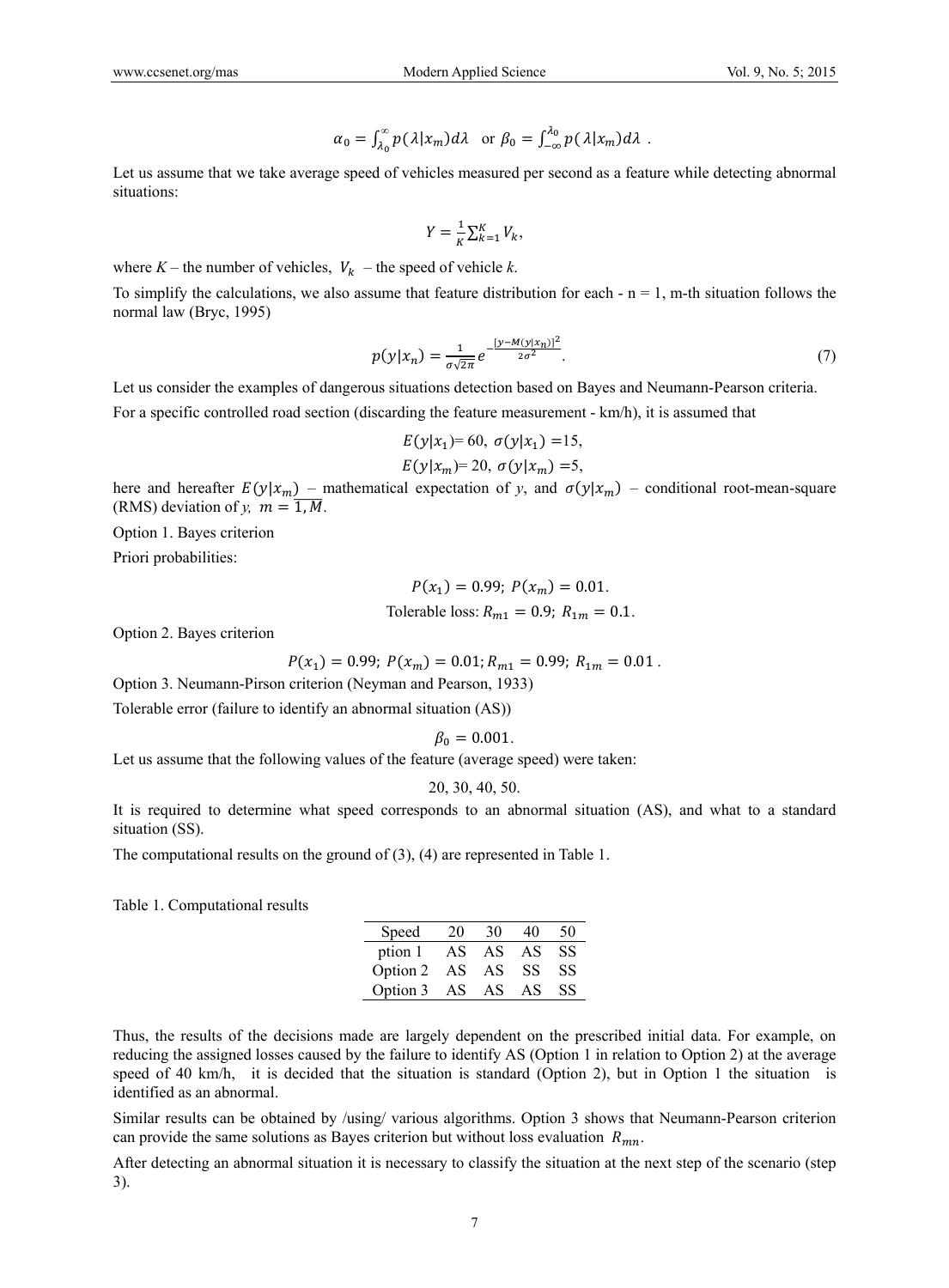$$\alpha_0 = \int_{\lambda_0}^{\infty} p(\lambda|x_m)d\lambda \quad \text{or } \beta_0 = \int_{-\infty}^{\lambda_0} p(\lambda|x_m)d\lambda \ .$$

Let us assume that we take average speed of vehicles measured per second as a feature while detecting abnormal situations:

$$Y = \frac{1}{K}\sum_{k=1}^{K} V_k,$$

where $K$ – the number of vehicles, $V_k$ – the speed of vehicle $k$.

To simplify the calculations, we also assume that feature distribution for each - n = 1, m-th situation follows the normal law (Bryc, 1995)

$$p(y|x_n) = \frac{1}{\sigma\sqrt{2\pi}} e^{-\frac{[y-M(y|x_n)]^2}{2\sigma^2}}. \tag{7}$$

Let us consider the examples of dangerous situations detection based on Bayes and Neumann-Pearson criteria.

For a specific controlled road section (discarding the feature measurement - km/h), it is assumed that

$$E(y|x_1) = 60, \ \sigma(y|x_1) = 15,$$

$$E(y|x_m) = 20, \ \sigma(y|x_m) = 5,$$

here and hereafter $E(y|x_m)$ – mathematical expectation of $y$, and $\sigma(y|x_m)$ – conditional root-mean-square (RMS) deviation of $y$, $m = \overline{1, M}$.

Option 1. Bayes criterion

Priori probabilities:

$$P(x_1) = 0.99; \ P(x_m) = 0.01.$$

Tolerable loss: $R_{m1} = 0.9; \ R_{1m} = 0.1$.

Option 2. Bayes criterion

$$P(x_1) = 0.99; \ P(x_m) = 0.01; R_{m1} = 0.99; \ R_{1m} = 0.01 \ .$$

Option 3. Neumann-Pirson criterion (Neyman and Pearson, 1933)

Tolerable error (failure to identify an abnormal situation (AS))

$$\beta_0 = 0.001.$$

Let us assume that the following values of the feature (average speed) were taken:

20, 30, 40, 50.

It is required to determine what speed corresponds to an abnormal situation (AS), and what to a standard situation (SS).

The computational results on the ground of (3), (4) are represented in Table 1.

Table 1. Computational results

| Speed | 20 | 30 | 40 | 50 |
|---|---|---|---|---|
| ption 1 | AS | AS | AS | SS |
| Option 2 | AS | AS | SS | SS |
| Option 3 | AS | AS | AS | SS |

Thus, the results of the decisions made are largely dependent on the prescribed initial data. For example, on reducing the assigned losses caused by the failure to identify AS (Option 1 in relation to Option 2) at the average speed of 40 km/h, it is decided that the situation is standard (Option 2), but in Option 1 the situation is identified as an abnormal.

Similar results can be obtained by /using/ various algorithms. Option 3 shows that Neumann-Pearson criterion can provide the same solutions as Bayes criterion but without loss evaluation $R_{mn}$.

After detecting an abnormal situation it is necessary to classify the situation at the next step of the scenario (step 3).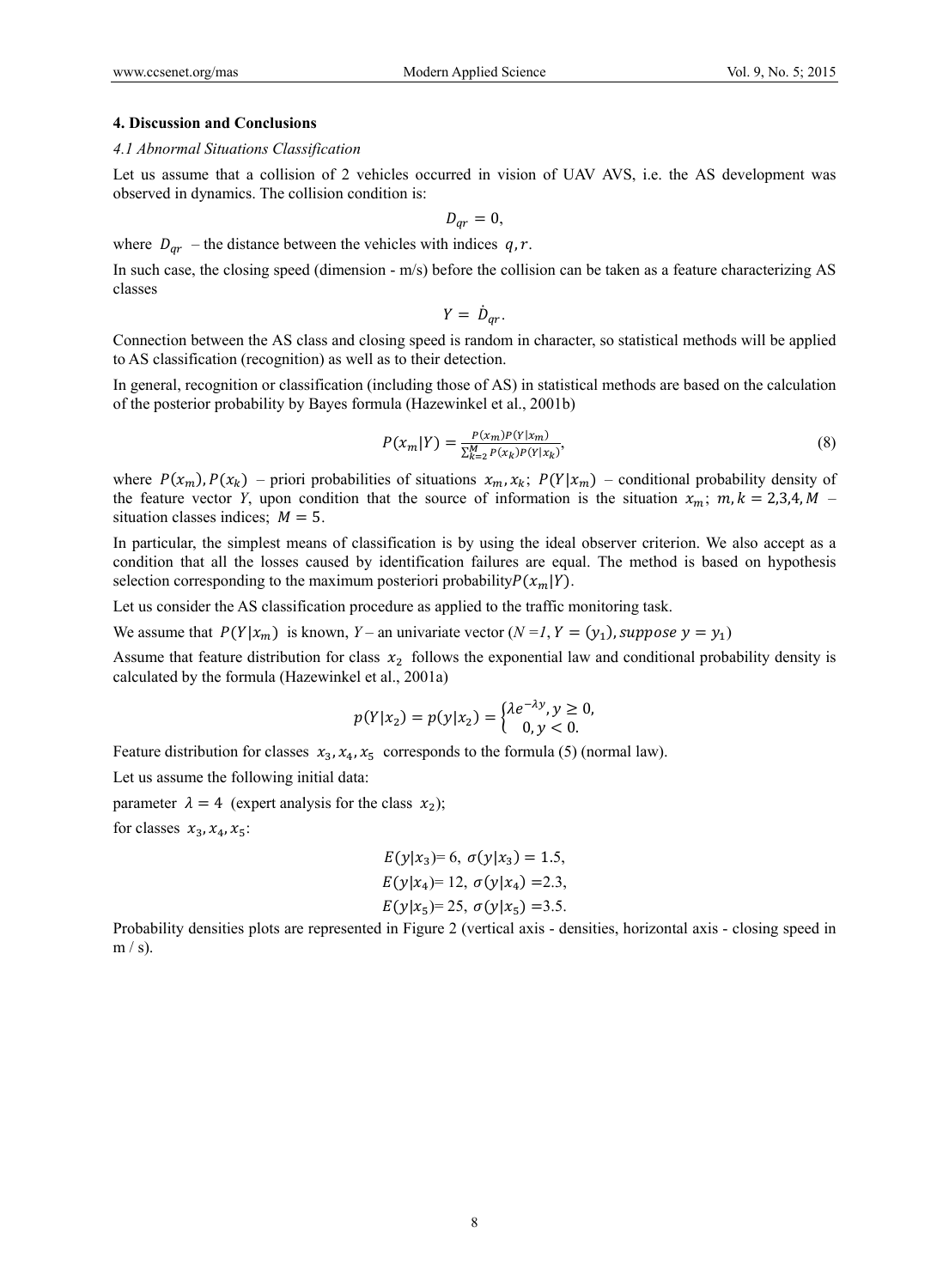## 4. Discussion and Conclusions

### *4.1 Abnormal Situations Classification*

Let us assume that a collision of 2 vehicles occurred in vision of UAV AVS, i.e. the AS development was observed in dynamics. The collision condition is:

$$D_{qr} = 0,$$

where $D_{qr}$ – the distance between the vehicles with indices $q, r$.

In such case, the closing speed (dimension - m/s) before the collision can be taken as a feature characterizing AS classes

$$Y = \dot{D}_{qr}.$$

Connection between the AS class and closing speed is random in character, so statistical methods will be applied to AS classification (recognition) as well as to their detection.

In general, recognition or classification (including those of AS) in statistical methods are based on the calculation of the posterior probability by Bayes formula (Hazewinkel et al., 2001b)

$$P(x_m|Y) = \frac{P(x_m)P(Y|x_m)}{\sum_{k=2}^{M} P(x_k)P(Y|x_k)}, \tag{8}$$

where $P(x_m), P(x_k)$ – priori probabilities of situations $x_m, x_k$; $P(Y|x_m)$ – conditional probability density of the feature vector *Y*, upon condition that the source of information is the situation $x_m$; $m, k = 2,3,4, M$ – situation classes indices; $M = 5$.

In particular, the simplest means of classification is by using the ideal observer criterion. We also accept as a condition that all the losses caused by identification failures are equal. The method is based on hypothesis selection corresponding to the maximum posteriori probability $P(x_m|Y)$.

Let us consider the AS classification procedure as applied to the traffic monitoring task.

We assume that $P(Y|x_m)$ is known, *Y* – an univariate vector ($N = 1, Y = (y_1), suppose\ y = y_1$)

Assume that feature distribution for class $x_2$ follows the exponential law and conditional probability density is calculated by the formula (Hazewinkel et al., 2001a)

$$p(Y|x_2) = p(y|x_2) = \begin{cases} \lambda e^{-\lambda y}, y \geq 0, \\ 0, y < 0. \end{cases}$$

Feature distribution for classes $x_3, x_4, x_5$ corresponds to the formula (5) (normal law).

Let us assume the following initial data:

parameter $\lambda = 4$ (expert analysis for the class $x_2$);

for classes $x_3, x_4, x_5$:

$$E(y|x_3) = 6,\ \sigma(y|x_3) = 1.5,$$

$$E(y|x_4) = 12,\ \sigma(y|x_4) = 2.3,$$

$$E(y|x_5) = 25,\ \sigma(y|x_5) = 3.5.$$

Probability densities plots are represented in Figure 2 (vertical axis - densities, horizontal axis - closing speed in m / s).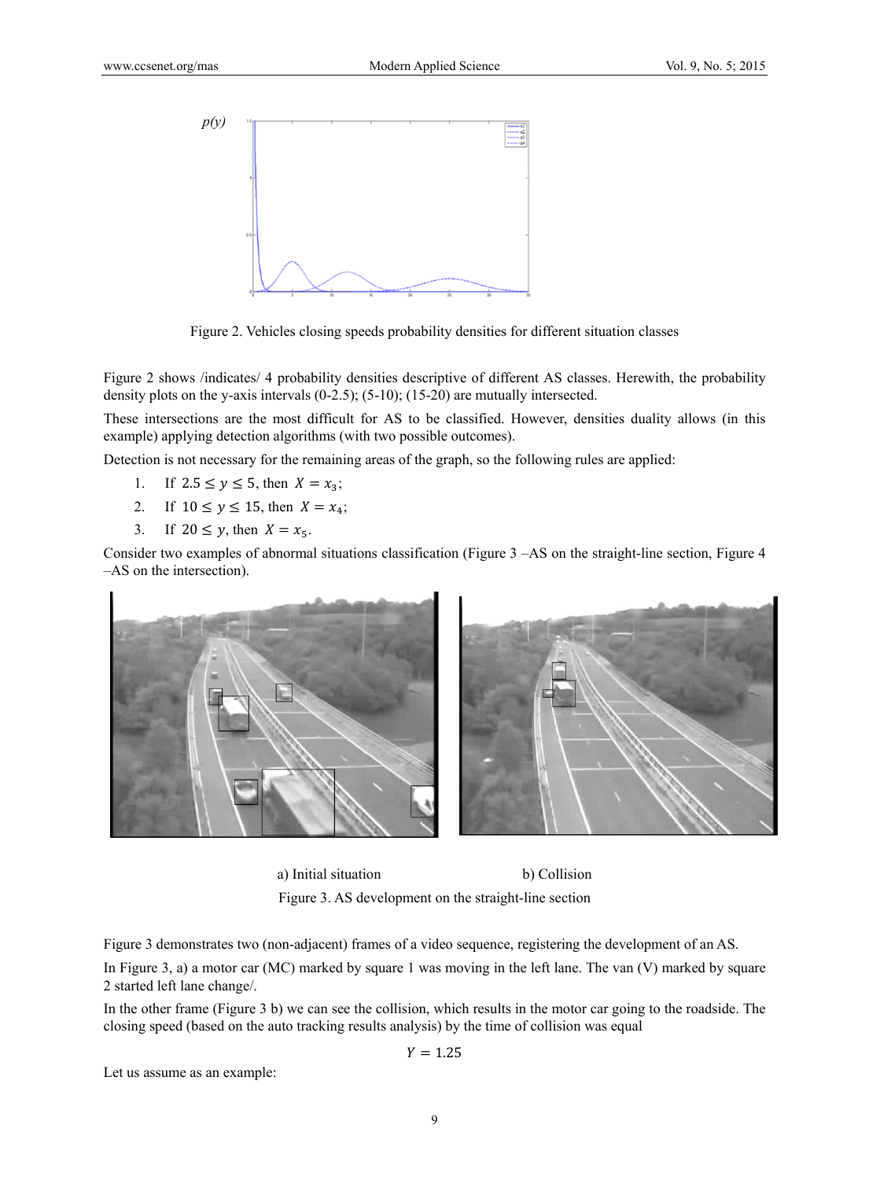Figure 2. Vehicles closing speeds probability densities for different situation classes

Figure 2 shows /indicates/ 4 probability densities descriptive of different AS classes. Herewith, the probability density plots on the y-axis intervals (0-2.5); (5-10); (15-20) are mutually intersected.

These intersections are the most difficult for AS to be classified. However, densities duality allows (in this example) applying detection algorithms (with two possible outcomes).

Detection is not necessary for the remaining areas of the graph, so the following rules are applied:

1. If $2.5 \leq y \leq 5$, then $X = x_3$;
2. If $10 \leq y \leq 15$, then $X = x_4$;
3. If $20 \leq y$, then $X = x_5$.

Consider two examples of abnormal situations classification (Figure 3 –AS on the straight-line section, Figure 4 –AS on the intersection).

a) Initial situation b) Collision

Figure 3. AS development on the straight-line section

Figure 3 demonstrates two (non-adjacent) frames of a video sequence, registering the development of an AS.

In Figure 3, a) a motor car (MC) marked by square 1 was moving in the left lane. The van (V) marked by square 2 started left lane change/.

In the other frame (Figure 3 b) we can see the collision, which results in the motor car going to the roadside. The closing speed (based on the auto tracking results analysis) by the time of collision was equal

$$Y = 1.25$$

Let us assume as an example: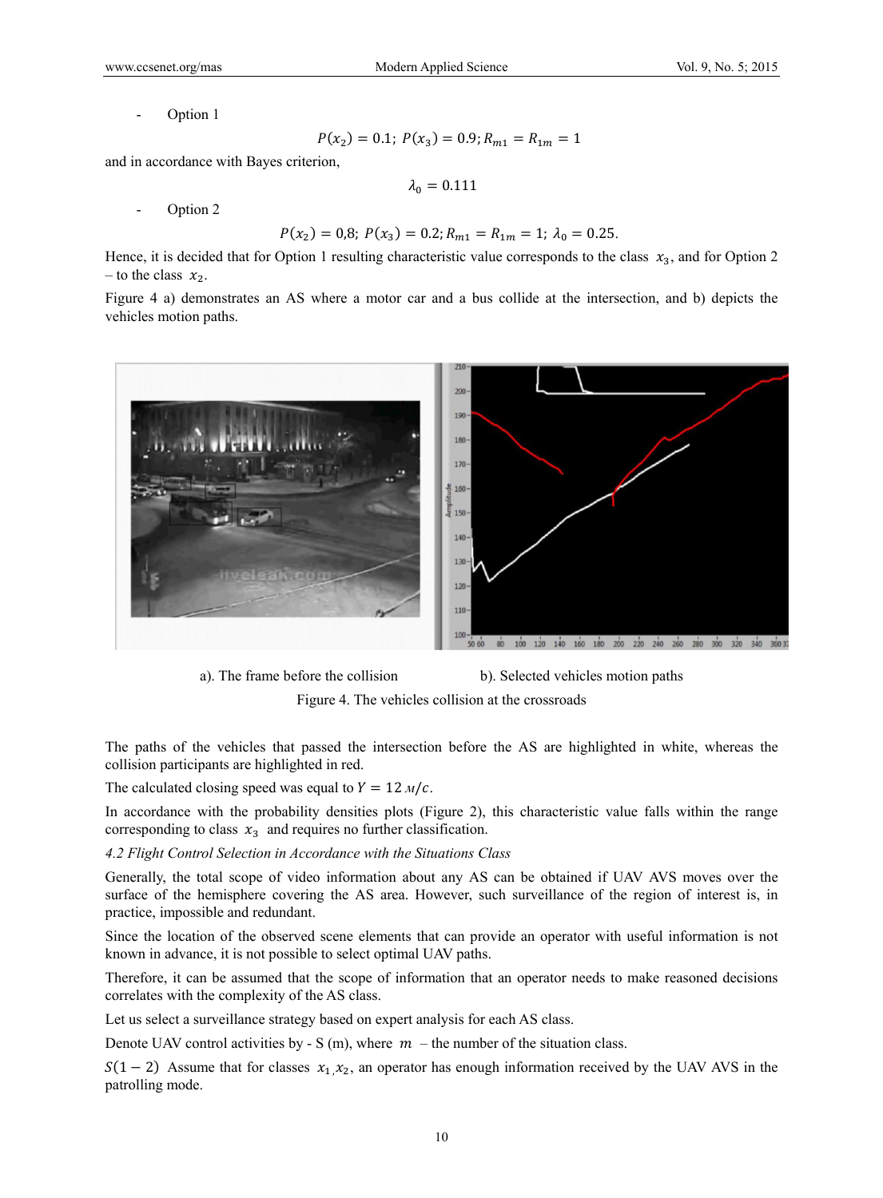- Option 1

$$P(x_2) = 0.1;\ P(x_3) = 0.9;\ R_{m1} = R_{1m} = 1$$

and in accordance with Bayes criterion,

$$\lambda_0 = 0.111$$

- Option 2

$$P(x_2) = 0{,}8;\ P(x_3) = 0.2;\ R_{m1} = R_{1m} = 1;\ \lambda_0 = 0.25.$$

Hence, it is decided that for Option 1 resulting characteristic value corresponds to the class $x_3$, and for Option 2 – to the class $x_2$.

Figure 4 a) demonstrates an AS where a motor car and a bus collide at the intersection, and b) depicts the vehicles motion paths.

a). The frame before the collision b). Selected vehicles motion paths

Figure 4. The vehicles collision at the crossroads

The paths of the vehicles that passed the intersection before the AS are highlighted in white, whereas the collision participants are highlighted in red.

The calculated closing speed was equal to $Y = 12\ м/с$.

In accordance with the probability densities plots (Figure 2), this characteristic value falls within the range corresponding to class $x_3$ and requires no further classification.

*4.2 Flight Control Selection in Accordance with the Situations Class*

Generally, the total scope of video information about any AS can be obtained if UAV AVS moves over the surface of the hemisphere covering the AS area. However, such surveillance of the region of interest is, in practice, impossible and redundant.

Since the location of the observed scene elements that can provide an operator with useful information is not known in advance, it is not possible to select optimal UAV paths.

Therefore, it can be assumed that the scope of information that an operator needs to make reasoned decisions correlates with the complexity of the AS class.

Let us select a surveillance strategy based on expert analysis for each AS class.

Denote UAV control activities by - S (m), where $m$ – the number of the situation class.

$S(1-2)$ Assume that for classes $x_1, x_2$, an operator has enough information received by the UAV AVS in the patrolling mode.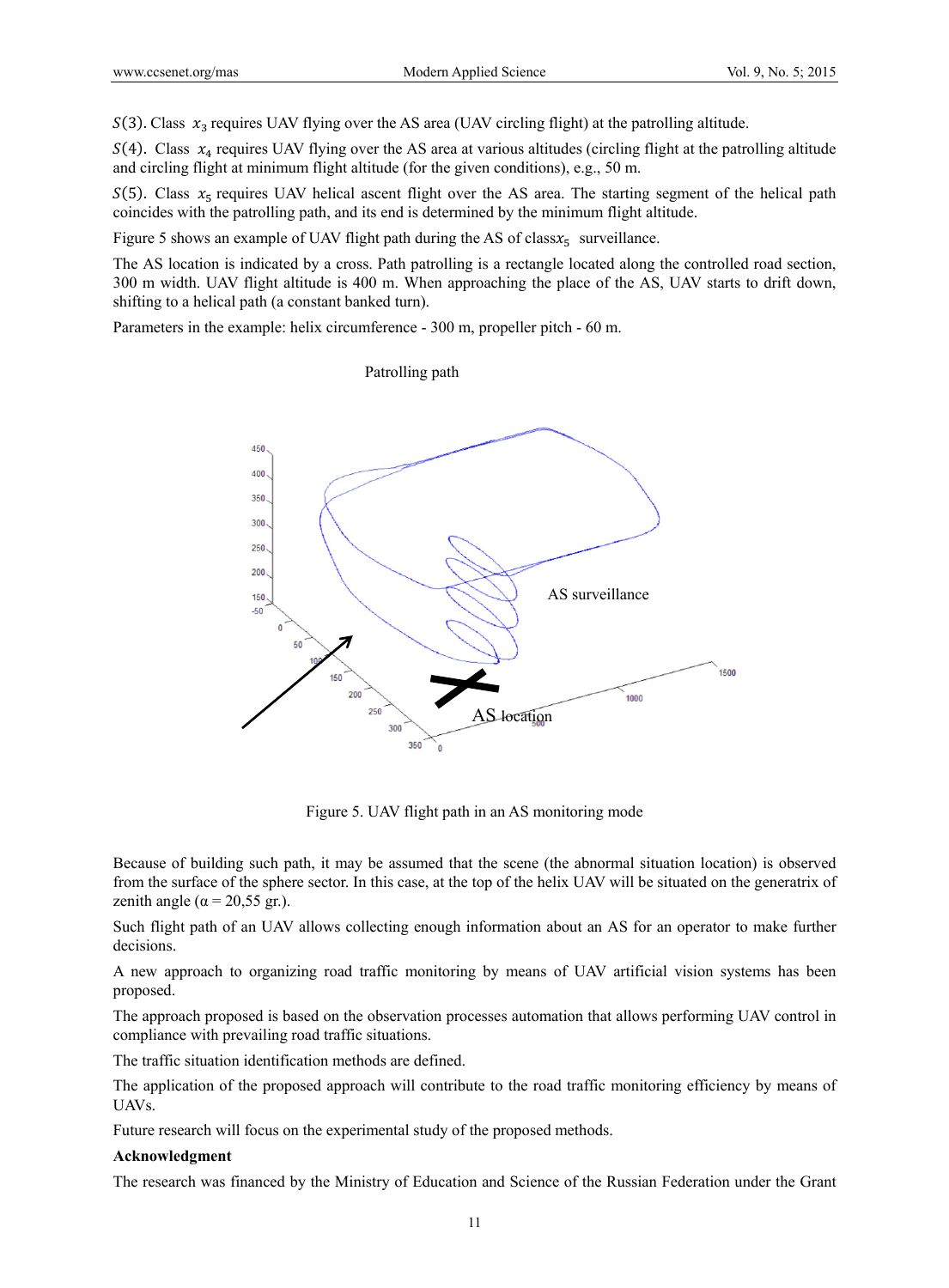$S(3)$. Class $x_3$ requires UAV flying over the AS area (UAV circling flight) at the patrolling altitude.

$S(4)$. Class $x_4$ requires UAV flying over the AS area at various altitudes (circling flight at the patrolling altitude and circling flight at minimum flight altitude (for the given conditions), e.g., 50 m.

$S(5)$. Class $x_5$ requires UAV helical ascent flight over the AS area. The starting segment of the helical path coincides with the patrolling path, and its end is determined by the minimum flight altitude.

Figure 5 shows an example of UAV flight path during the AS of class$x_5$ surveillance.

The AS location is indicated by a cross. Path patrolling is a rectangle located along the controlled road section, 300 m width. UAV flight altitude is 400 m. When approaching the place of the AS, UAV starts to drift down, shifting to a helical path (a constant banked turn).

Parameters in the example: helix circumference - 300 m, propeller pitch - 60 m.

Figure 5. UAV flight path in an AS monitoring mode

Because of building such path, it may be assumed that the scene (the abnormal situation location) is observed from the surface of the sphere sector. In this case, at the top of the helix UAV will be situated on the generatrix of zenith angle ($\alpha$ = 20,55 gr.).

Such flight path of an UAV allows collecting enough information about an AS for an operator to make further decisions.

A new approach to organizing road traffic monitoring by means of UAV artificial vision systems has been proposed.

The approach proposed is based on the observation processes automation that allows performing UAV control in compliance with prevailing road traffic situations.

The traffic situation identification methods are defined.

The application of the proposed approach will contribute to the road traffic monitoring efficiency by means of UAVs.

Future research will focus on the experimental study of the proposed methods.

**Acknowledgment**

The research was financed by the Ministry of Education and Science of the Russian Federation under the Grant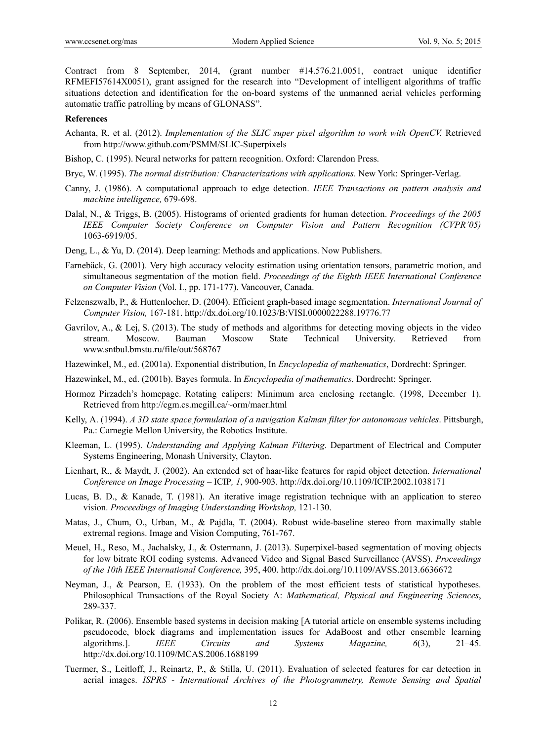Contract from 8 September, 2014, (grant number #14.576.21.0051, contract unique identifier RFMEFI57614X0051), grant assigned for the research into "Development of intelligent algorithms of traffic situations detection and identification for the on-board systems of the unmanned aerial vehicles performing automatic traffic patrolling by means of GLONASS".

**References**

Achanta, R. et al. (2012). *Implementation of the SLIC super pixel algorithm to work with OpenCV.* Retrieved from http://www.github.com/PSMM/SLIC-Superpixels

Bishop, C. (1995). Neural networks for pattern recognition. Oxford: Clarendon Press.

Bryc, W. (1995). *The normal distribution: Characterizations with applications*. New York: Springer-Verlag.

Canny, J. (1986). A computational approach to edge detection. *IEEE Transactions on pattern analysis and machine intelligence,* 679-698.

Dalal, N., & Triggs, B. (2005). Histograms of oriented gradients for human detection. *Proceedings of the 2005 IEEE Computer Society Conference on Computer Vision and Pattern Recognition (CVPR'05)* 1063-6919/05.

Deng, L., & Yu, D. (2014). Deep learning: Methods and applications. Now Publishers.

Farnebäck, G. (2001). Very high accuracy velocity estimation using orientation tensors, parametric motion, and simultaneous segmentation of the motion field. *Proceedings of the Eighth IEEE International Conference on Computer Vision* (Vol. I., pp. 171-177). Vancouver, Canada.

Felzenszwalb, P., & Huttenlocher, D. (2004). Efficient graph-based image segmentation. *International Journal of Computer Vision,* 167-181. http://dx.doi.org/10.1023/B:VISI.0000022288.19776.77

Gavrilov, A., & Lej, S. (2013). The study of methods and algorithms for detecting moving objects in the video stream. Moscow. Bauman Moscow State Technical University. Retrieved from www.sntbul.bmstu.ru/file/out/568767

Hazewinkel, M., ed. (2001a). Exponential distribution, In *Encyclopedia of mathematics*, Dordrecht: Springer.

Hazewinkel, M., ed. (2001b). Bayes formula. In *Encyclopedia of mathematics*. Dordrecht: Springer.

Hormoz Pirzadeh's homepage. Rotating calipers: Minimum area enclosing rectangle. (1998, December 1). Retrieved from http://cgm.cs.mcgill.ca/~orm/maer.html

Kelly, A. (1994). *A 3D state space formulation of a navigation Kalman filter for autonomous vehicles*. Pittsburgh, Pa.: Carnegie Mellon University, the Robotics Institute.

Kleeman, L. (1995). *Understanding and Applying Kalman Filtering*. Department of Electrical and Computer Systems Engineering, Monash University, Clayton.

Lienhart, R., & Maydt, J. (2002). An extended set of haar-like features for rapid object detection. *International Conference on Image Processing* – ICIP*, 1*, 900-903. http://dx.doi.org/10.1109/ICIP.2002.1038171

Lucas, B. D., & Kanade, T. (1981). An iterative image registration technique with an application to stereo vision. *Proceedings of Imaging Understanding Workshop,* 121-130.

Matas, J., Chum, O., Urban, M., & Pajdla, T. (2004). Robust wide-baseline stereo from maximally stable extremal regions. Image and Vision Computing, 761-767.

Meuel, H., Reso, M., Jachalsky, J., & Ostermann, J. (2013). Superpixel-based segmentation of moving objects for low bitrate ROI coding systems. Advanced Video and Signal Based Surveillance (AVSS). *Proceedings of the 10th IEEE International Conference,* 395, 400. http://dx.doi.org/10.1109/AVSS.2013.6636672

Neyman, J., & Pearson, E. (1933). On the problem of the most efficient tests of statistical hypotheses. Philosophical Transactions of the Royal Society A: *Mathematical, Physical and Engineering Sciences*, 289-337.

Polikar, R. (2006). Ensemble based systems in decision making [A tutorial article on ensemble systems including pseudocode, block diagrams and implementation issues for AdaBoost and other ensemble learning algorithms.]. *IEEE Circuits and Systems Magazine, 6*(3), 21–45. http://dx.doi.org/10.1109/MCAS.2006.1688199

Tuermer, S., Leitloff, J., Reinartz, P., & Stilla, U. (2011). Evaluation of selected features for car detection in aerial images. *ISPRS - International Archives of the Photogrammetry, Remote Sensing and Spatial*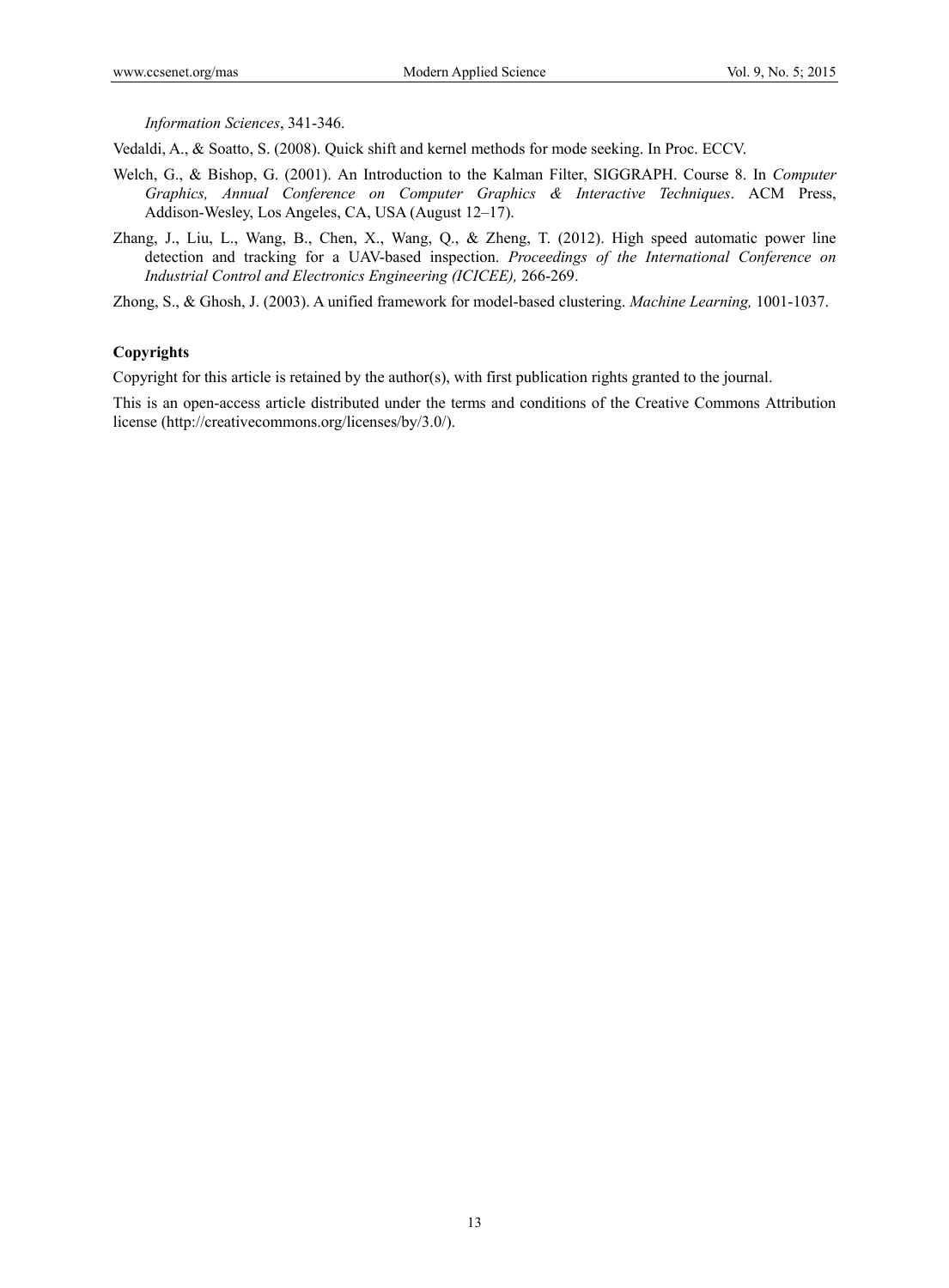*Information Sciences*, 341-346.

Vedaldi, A., & Soatto, S. (2008). Quick shift and kernel methods for mode seeking. In Proc. ECCV.

Welch, G., & Bishop, G. (2001). An Introduction to the Kalman Filter, SIGGRAPH. Course 8. In *Computer Graphics, Annual Conference on Computer Graphics & Interactive Techniques*. ACM Press, Addison-Wesley, Los Angeles, CA, USA (August 12–17).

Zhang, J., Liu, L., Wang, B., Chen, X., Wang, Q., & Zheng, T. (2012). High speed automatic power line detection and tracking for a UAV-based inspection. *Proceedings of the International Conference on Industrial Control and Electronics Engineering (ICICEE),* 266-269.

Zhong, S., & Ghosh, J. (2003). A unified framework for model-based clustering. *Machine Learning,* 1001-1037.

**Copyrights**

Copyright for this article is retained by the author(s), with first publication rights granted to the journal.

This is an open-access article distributed under the terms and conditions of the Creative Commons Attribution license (http://creativecommons.org/licenses/by/3.0/).